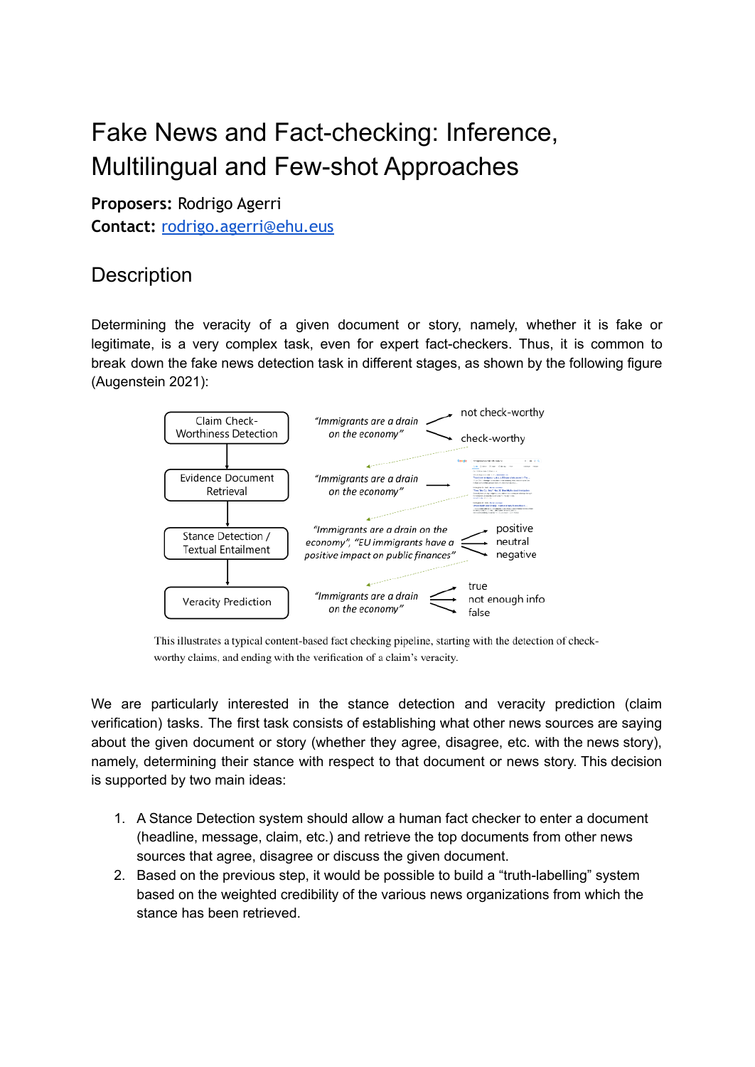# Fake News and Fact-checking: Inference, Multilingual and Few-shot Approaches

**Proposers:** Rodrigo Agerri
**Contact:** rodrigo.agerri@ehu.eus

## Description

Determining the veracity of a given document or story, namely, whether it is fake or legitimate, is a very complex task, even for expert fact-checkers. Thus, it is common to break down the fake news detection task in different stages, as shown by the following figure (Augenstein 2021):

Claim Check-Worthiness Detection — *"Immigrants are a drain on the economy"* → not check-worthy / check-worthy

Evidence Document Retrieval — *"Immigrants are a drain on the economy"* →

Stance Detection / Textual Entailment — *"Immigrants are a drain on the economy", "EU immigrants have a positive impact on public finances"* → positive / neutral / negative

Veracity Prediction — *"Immigrants are a drain on the economy"* → true / not enough info / false

This illustrates a typical content-based fact checking pipeline, starting with the detection of check-worthy claims, and ending with the verification of a claim's veracity.

We are particularly interested in the stance detection and veracity prediction (claim verification) tasks. The first task consists of establishing what other news sources are saying about the given document or story (whether they agree, disagree, etc. with the news story), namely, determining their stance with respect to that document or news story. This decision is supported by two main ideas:

1. A Stance Detection system should allow a human fact checker to enter a document (headline, message, claim, etc.) and retrieve the top documents from other news sources that agree, disagree or discuss the given document.
2. Based on the previous step, it would be possible to build a "truth-labelling" system based on the weighted credibility of the various news organizations from which the stance has been retrieved.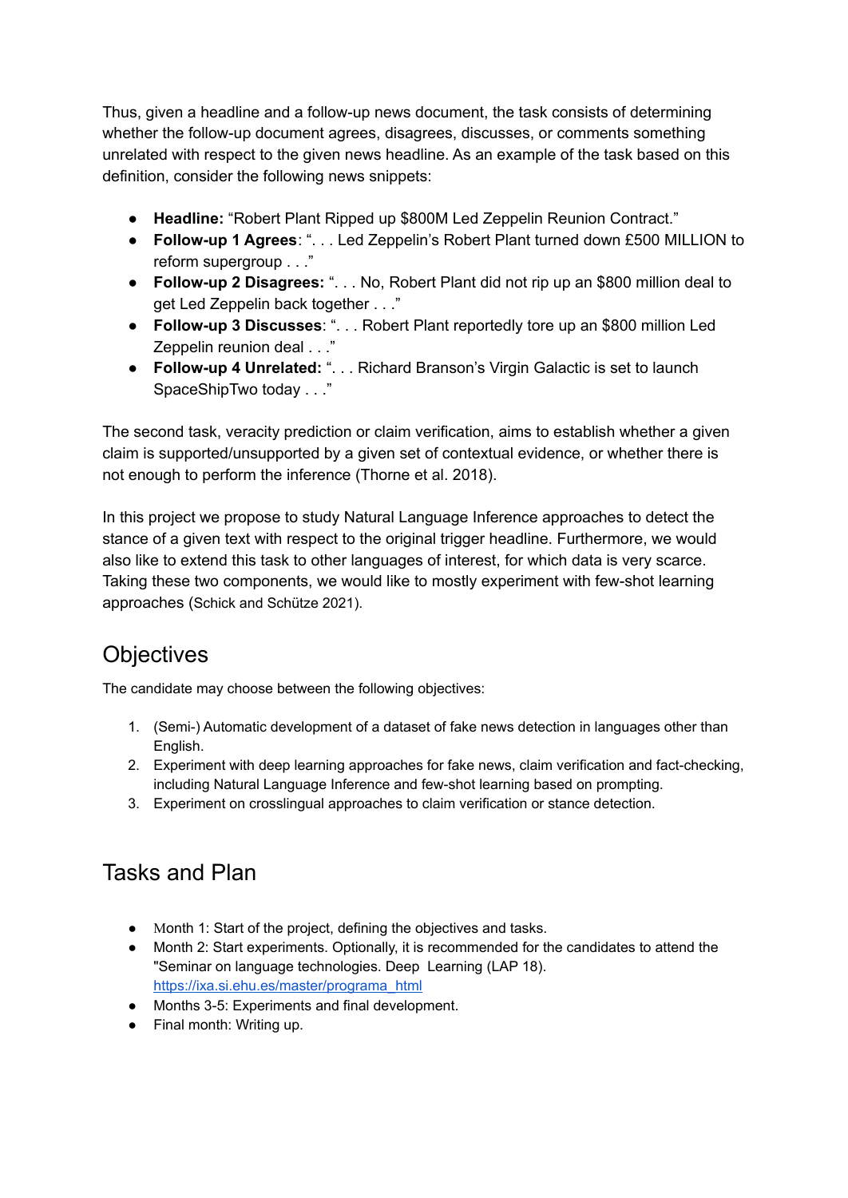Thus, given a headline and a follow-up news document, the task consists of determining whether the follow-up document agrees, disagrees, discusses, or comments something unrelated with respect to the given news headline. As an example of the task based on this definition, consider the following news snippets:

- **Headline:** "Robert Plant Ripped up $800M Led Zeppelin Reunion Contract."
- **Follow-up 1 Agrees**: ". . . Led Zeppelin's Robert Plant turned down £500 MILLION to reform supergroup . . ."
- **Follow-up 2 Disagrees:** ". . . No, Robert Plant did not rip up an $800 million deal to get Led Zeppelin back together . . ."
- **Follow-up 3 Discusses**: ". . . Robert Plant reportedly tore up an $800 million Led Zeppelin reunion deal . . ."
- **Follow-up 4 Unrelated:** ". . . Richard Branson's Virgin Galactic is set to launch SpaceShipTwo today . . ."

The second task, veracity prediction or claim verification, aims to establish whether a given claim is supported/unsupported by a given set of contextual evidence, or whether there is not enough to perform the inference (Thorne et al. 2018).

In this project we propose to study Natural Language Inference approaches to detect the stance of a given text with respect to the original trigger headline. Furthermore, we would also like to extend this task to other languages of interest, for which data is very scarce. Taking these two components, we would like to mostly experiment with few-shot learning approaches (Schick and Schütze 2021).

## Objectives

The candidate may choose between the following objectives:

1. (Semi-) Automatic development of a dataset of fake news detection in languages other than English.
2. Experiment with deep learning approaches for fake news, claim verification and fact-checking, including Natural Language Inference and few-shot learning based on prompting.
3. Experiment on crosslingual approaches to claim verification or stance detection.

## Tasks and Plan

- Month 1: Start of the project, defining the objectives and tasks.
- Month 2: Start experiments. Optionally, it is recommended for the candidates to attend the "Seminar on language technologies. Deep Learning (LAP 18). https://ixa.si.ehu.es/master/programa_html
- Months 3-5: Experiments and final development.
- Final month: Writing up.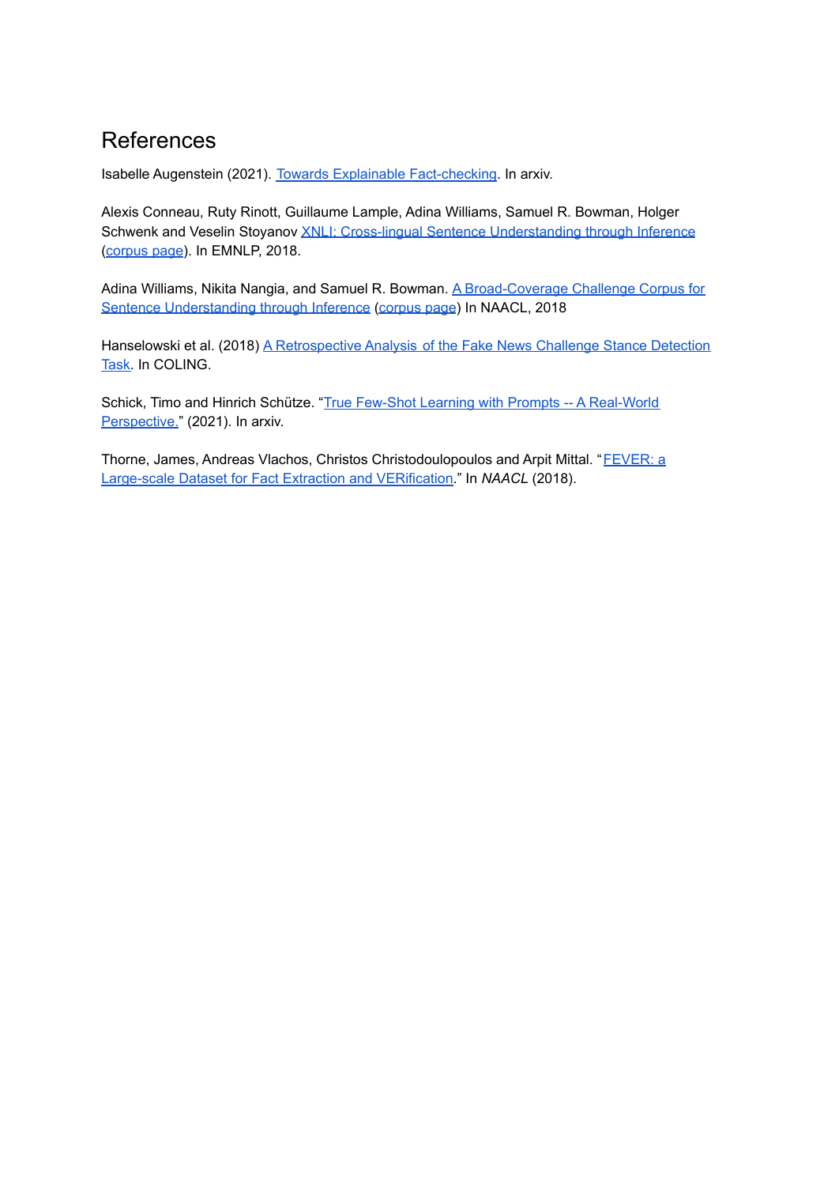## References

Isabelle Augenstein (2021). Towards Explainable Fact-checking. In arxiv.

Alexis Conneau, Ruty Rinott, Guillaume Lample, Adina Williams, Samuel R. Bowman, Holger Schwenk and Veselin Stoyanov XNLI: Cross-lingual Sentence Understanding through Inference (corpus page). In EMNLP, 2018.

Adina Williams, Nikita Nangia, and Samuel R. Bowman. A Broad-Coverage Challenge Corpus for Sentence Understanding through Inference (corpus page) In NAACL, 2018

Hanselowski et al. (2018) A Retrospective Analysis of the Fake News Challenge Stance Detection Task. In COLING.

Schick, Timo and Hinrich Schütze. "True Few-Shot Learning with Prompts -- A Real-World Perspective." (2021). In arxiv.

Thorne, James, Andreas Vlachos, Christos Christodoulopoulos and Arpit Mittal. "FEVER: a Large-scale Dataset for Fact Extraction and VERification." In *NAACL* (2018).